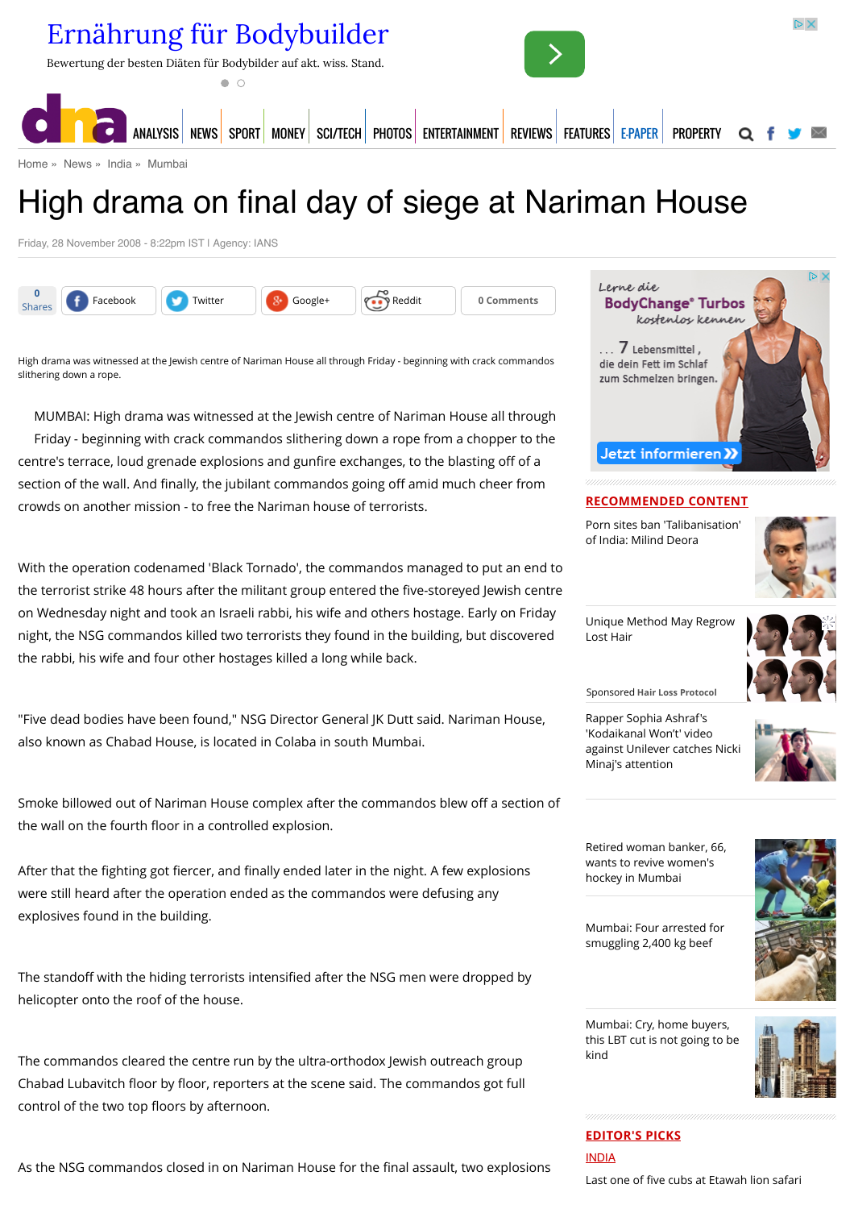Home » News » India » Mumbai

# High drama on final day of siege at Nariman House

Friday, 28 November 2008 - 8:22pm IST | Agency: IANS

High drama was witnessed at the Jewish centre of Nariman House all through Friday - beginning with crack commandos slithering down a rope.

MUMBAI: High drama was witnessed at the Jewish centre of Nariman House all through Friday - beginning with crack commandos slithering down a rope from a chopper to the centre's terrace, loud grenade explosions and gunfire exchanges, to the blasting off of a section of the wall. And finally, the jubilant commandos going off amid much cheer from crowds on another mission - to free the Nariman house of terrorists.

With the operation codenamed 'Black Tornado', the commandos managed to put an end to the terrorist strike 48 hours after the militant group entered the five-storeyed Jewish centre on Wednesday night and took an Israeli rabbi, his wife and others hostage. Early on Friday night, the NSG commandos killed two terrorists they found in the building, but discovered the rabbi, his wife and four other hostages killed a long while back.

"Five dead bodies have been found," NSG Director General JK Dutt said. Nariman House, also known as Chabad House, is located in Colaba in south Mumbai.

Smoke billowed out of Nariman House complex after the commandos blew off a section of the wall on the fourth floor in a controlled explosion.

After that the fighting got fiercer, and finally ended later in the night. A few explosions were still heard after the operation ended as the commandos were defusing any explosives found in the building.

The standoff with the hiding terrorists intensified after the NSG men were dropped by helicopter onto the roof of the house.

The commandos cleared the centre run by the ultra-orthodox Jewish outreach group Chabad Lubavitch floor by floor, reporters at the scene said. The commandos got full control of the two top floors by afternoon.

As the NSG commandos closed in on Nariman House for the final assault, two explosions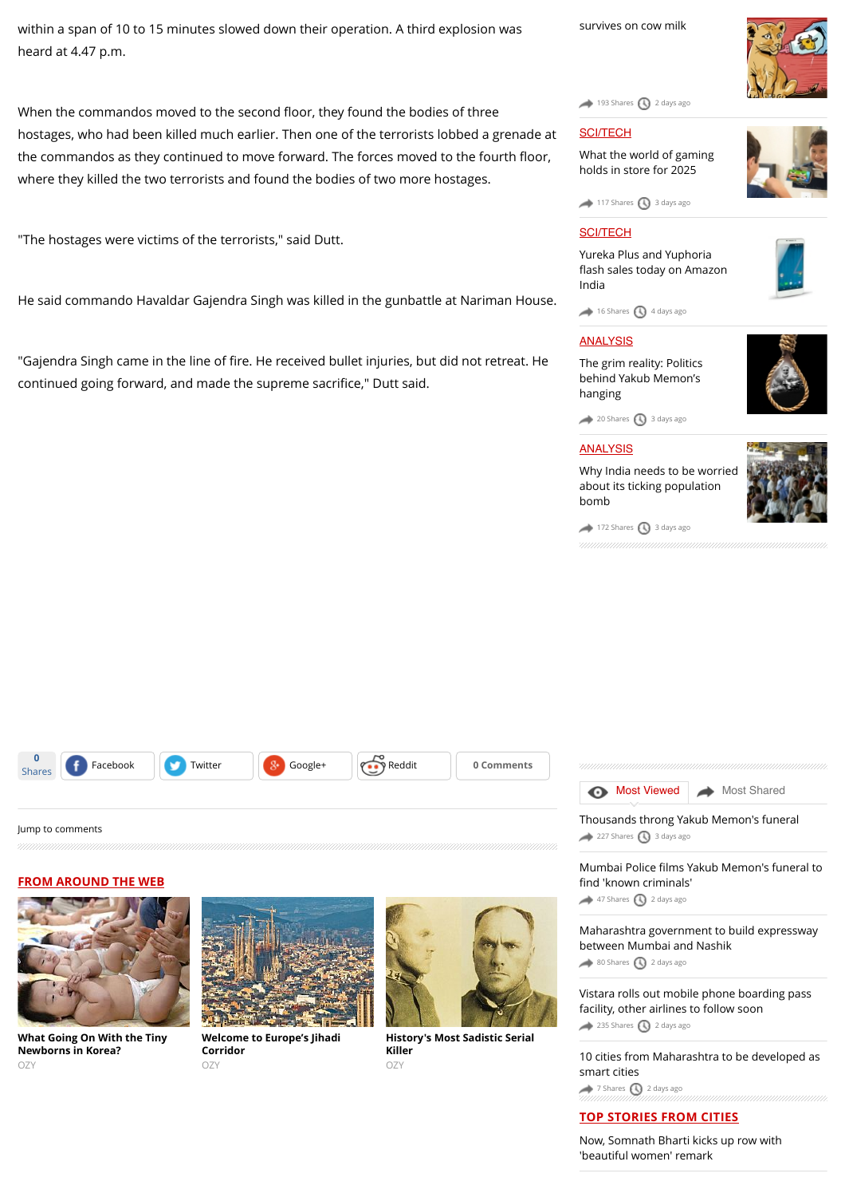within a span of 10 to 15 minutes slowed down their operation. A third explosion was heard at 4.47 p.m.

When the commandos moved to the second floor, they found the bodies of three hostages, who had been killed much earlier. Then one of the terrorists lobbed a grenade at the commandos as they continued to move forward. The forces moved to the fourth floor, where they killed the two terrorists and found the bodies of two more hostages.

"The hostages were victims of the terrorists," said Dutt.

He said commando Havaldar Gajendra Singh was killed in the gunbattle at Nariman House.

"Gajendra Singh came in the line of fire. He received bullet injuries, but did not retreat. He continued going forward, and made the supreme sacrifice," Dutt said.

0 Shares | Facebook | Twitter | Google+ | Reddit | 0 Comments

Jump to comments

## FROM AROUND THE WEB

**What Going On With the Tiny Newborns in Korea?**
OZY

**Welcome to Europe's Jihadi Corridor**
OZY

**History's Most Sadistic Serial Killer**
OZY

survives on cow milk

193 Shares 2 days ago

SCI/TECH

What the world of gaming holds in store for 2025

117 Shares 3 days ago

SCI/TECH

Yureka Plus and Yuphoria flash sales today on Amazon India

16 Shares 4 days ago

ANALYSIS

The grim reality: Politics behind Yakub Memon's hanging

20 Shares 3 days ago

ANALYSIS

Why India needs to be worried about its ticking population bomb

172 Shares 3 days ago

Most Viewed | Most Shared

Thousands throng Yakub Memon's funeral
227 Shares 3 days ago

Mumbai Police films Yakub Memon's funeral to find 'known criminals'
47 Shares 2 days ago

Maharashtra government to build expressway between Mumbai and Nashik
80 Shares 2 days ago

Vistara rolls out mobile phone boarding pass facility, other airlines to follow soon
235 Shares 2 days ago

10 cities from Maharashtra to be developed as smart cities
7 Shares 2 days ago

## TOP STORIES FROM CITIES

Now, Somnath Bharti kicks up row with 'beautiful women' remark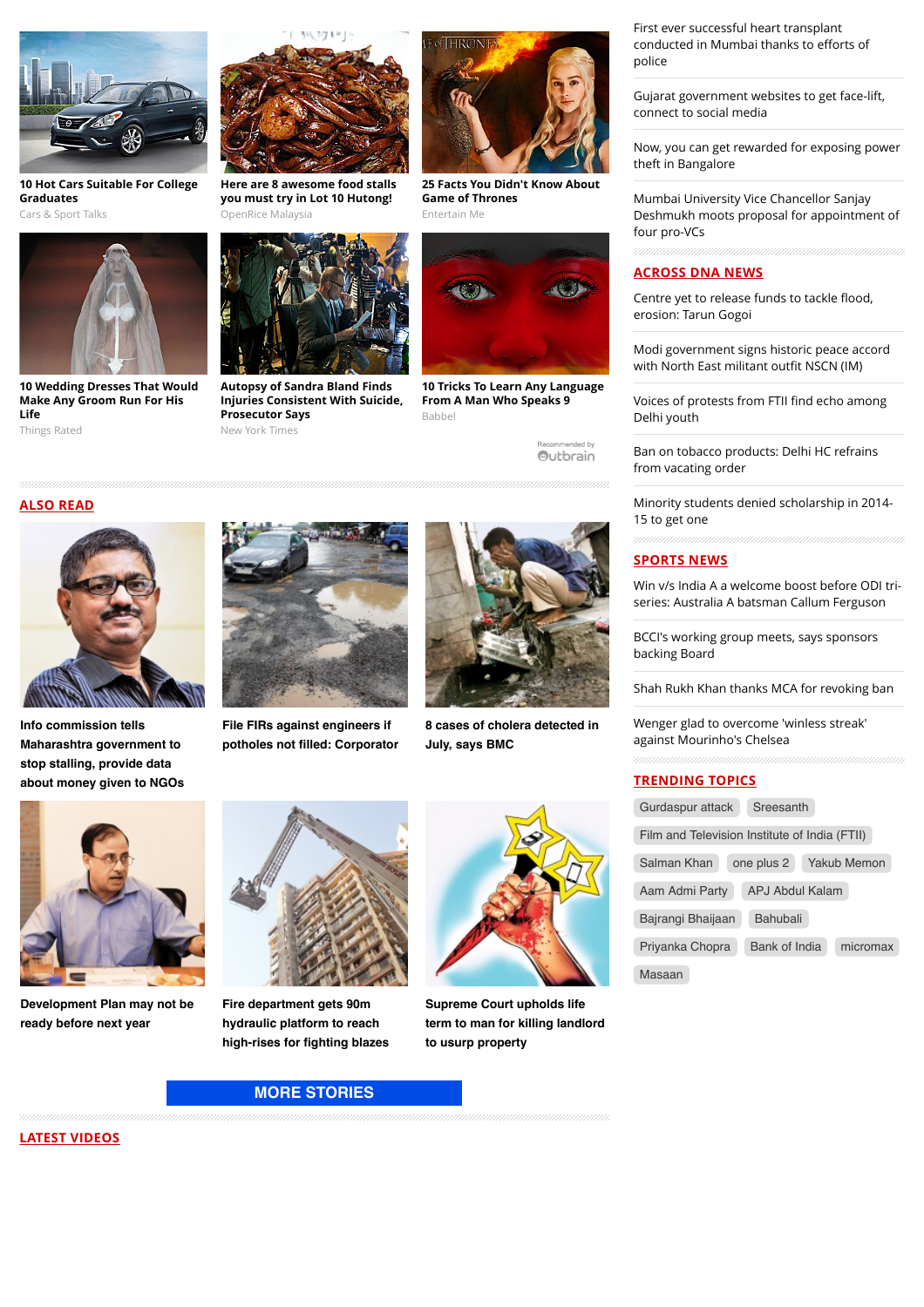**10 Hot Cars Suitable For College Graduates**
Cars & Sport Talks

**Here are 8 awesome food stalls you must try in Lot 10 Hutong!**
OpenRice Malaysia

**25 Facts You Didn't Know About Game of Thrones**
Entertain Me

**10 Wedding Dresses That Would Make Any Groom Run For His Life**
Things Rated

**Autopsy of Sandra Bland Finds Injuries Consistent With Suicide, Prosecutor Says**
New York Times

**10 Tricks To Learn Any Language From A Man Who Speaks 9**
Babbel

Recommended by Outbrain

## ALSO READ

**Info commission tells Maharashtra government to stop stalling, provide data about money given to NGOs**

**File FIRs against engineers if potholes not filled: Corporator**

**8 cases of cholera detected in July, says BMC**

**Development Plan may not be ready before next year**

**Fire department gets 90m hydraulic platform to reach high-rises for fighting blazes**

**Supreme Court upholds life term to man for killing landlord to usurp property**

MORE STORIES

## LATEST VIDEOS

First ever successful heart transplant conducted in Mumbai thanks to efforts of police

Gujarat government websites to get face-lift, connect to social media

Now, you can get rewarded for exposing power theft in Bangalore

Mumbai University Vice Chancellor Sanjay Deshmukh moots proposal for appointment of four pro-VCs

## ACROSS DNA NEWS

Centre yet to release funds to tackle flood, erosion: Tarun Gogoi

Modi government signs historic peace accord with North East militant outfit NSCN (IM)

Voices of protests from FTII find echo among Delhi youth

Ban on tobacco products: Delhi HC refrains from vacating order

Minority students denied scholarship in 2014-15 to get one

## SPORTS NEWS

Win v/s India A a welcome boost before ODI tri-series: Australia A batsman Callum Ferguson

BCCI's working group meets, says sponsors backing Board

Shah Rukh Khan thanks MCA for revoking ban

Wenger glad to overcome 'winless streak' against Mourinho's Chelsea

## TRENDING TOPICS

Gurdaspur attack
Sreesanth
Film and Television Institute of India (FTII)
Salman Khan
one plus 2
Yakub Memon
Aam Admi Party
APJ Abdul Kalam
Bajrangi Bhaijaan
Bahubali
Priyanka Chopra
Bank of India
micromax
Masaan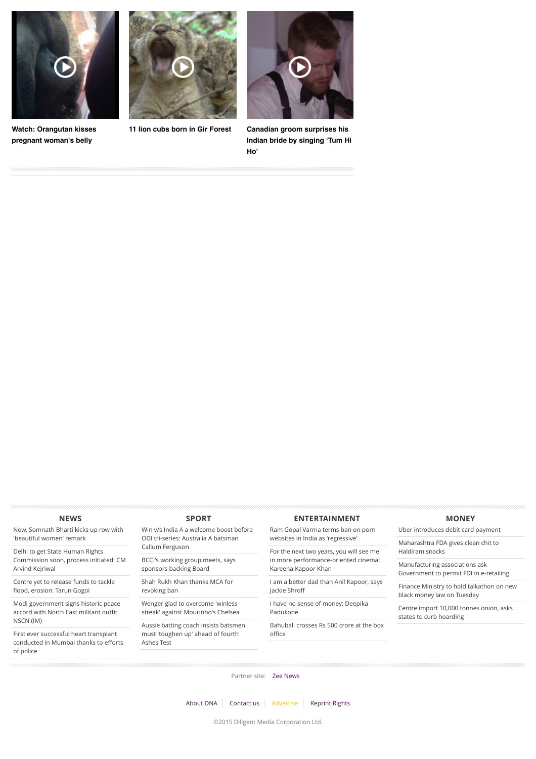**Watch: Orangutan kisses pregnant woman's belly**

**11 lion cubs born in Gir Forest**

**Canadian groom surprises his Indian bride by singing 'Tum Hi Ho'**

### NEWS

- Now, Somnath Bharti kicks up row with 'beautiful women' remark
- Delhi to get State Human Rights Commission soon, process initiated: CM Arvind Kejriwal
- Centre yet to release funds to tackle flood, erosion: Tarun Gogoi
- Modi government signs historic peace accord with North East militant outfit NSCN (IM)
- First ever successful heart transplant conducted in Mumbai thanks to efforts of police

### SPORT

- Win v/s India A a welcome boost before ODI tri-series: Australia A batsman Callum Ferguson
- BCCI's working group meets, says sponsors backing Board
- Shah Rukh Khan thanks MCA for revoking ban
- Wenger glad to overcome 'winless streak' against Mourinho's Chelsea
- Aussie batting coach insists batsmen must 'toughen up' ahead of fourth Ashes Test

### ENTERTAINMENT

- Ram Gopal Varma terms ban on porn websites in India as 'regressive'
- For the next two years, you will see me in more performance-oriented cinema: Kareena Kapoor Khan
- I am a better dad than Anil Kapoor, says Jackie Shroff
- I have no sense of money: Deepika Padukone
- Bahubali crosses Rs 500 crore at the box office

### MONEY

- Uber introduces debit card payment
- Maharashtra FDA gives clean chit to Haldiram snacks
- Manufacturing associations ask Government to permit FDI in e-retailing
- Finance Ministry to hold talkathon on new black money law on Tuesday
- Centre import 10,000 tonnes onion, asks states to curb hoarding

Partner site: Zee News

About DNA | Contact us | Advertise | Reprint Rights

©2015 Diligent Media Corporation Ltd.